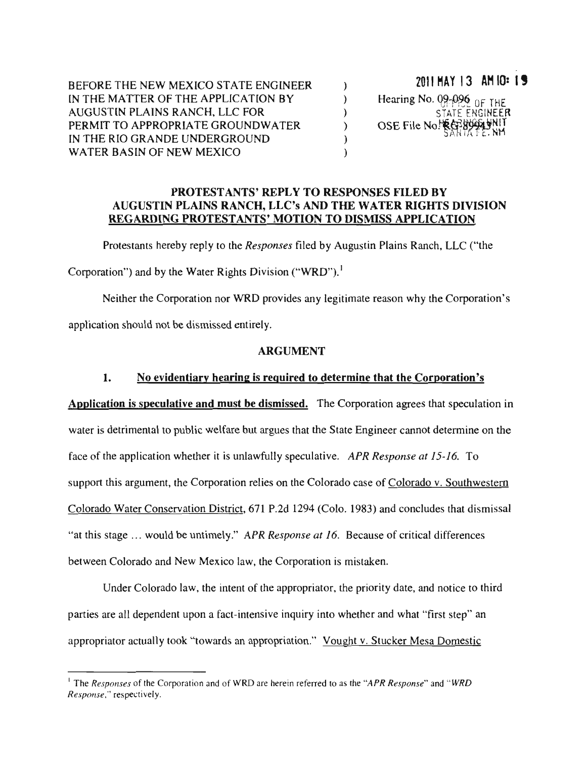BEFORE THE NEW MEXICO STATE ENGINEER )
IN THE MATTER OF THE APPLICATION BY )
AUGUSTIN PLAINS RANCH, LLC FOR )
PERMIT TO APPROPRIATE GROUNDWATER )
IN THE RIO GRANDE UNDERGROUND )
WATER BASIN OF NEW MEXICO )

2011 MAY 13 AM 10: 19

Hearing No. 09-096 OFFICE OF THE STATE ENGINEER
OSE File No. RG-89943 HEARINGS UNIT SANTA FE, NM

## PROTESTANTS' REPLY TO RESPONSES FILED BY AUGUSTIN PLAINS RANCH, LLC's AND THE WATER RIGHTS DIVISION REGARDING PROTESTANTS' MOTION TO DISMISS APPLICATION

Protestants hereby reply to the *Responses* filed by Augustin Plains Ranch, LLC ("the Corporation") and by the Water Rights Division ("WRD").[1]

Neither the Corporation nor WRD provides any legitimate reason why the Corporation's application should not be dismissed entirely.

## ARGUMENT

**1. No evidentiary hearing is required to determine that the Corporation's Application is speculative and must be dismissed.** The Corporation agrees that speculation in water is detrimental to public welfare but argues that the State Engineer cannot determine on the face of the application whether it is unlawfully speculative. *APR Response at 15-16.* To support this argument, the Corporation relies on the Colorado case of Colorado v. Southwestern Colorado Water Conservation District, 671 P.2d 1294 (Colo. 1983) and concludes that dismissal "at this stage ... would be untimely." *APR Response at 16.* Because of critical differences between Colorado and New Mexico law, the Corporation is mistaken.

Under Colorado law, the intent of the appropriator, the priority date, and notice to third parties are all dependent upon a fact-intensive inquiry into whether and what "first step" an appropriator actually took "towards an appropriation." Vought v. Stucker Mesa Domestic

---

[1] The *Responses* of the Corporation and of WRD are herein referred to as the "*APR Response*" and "*WRD Response*," respectively.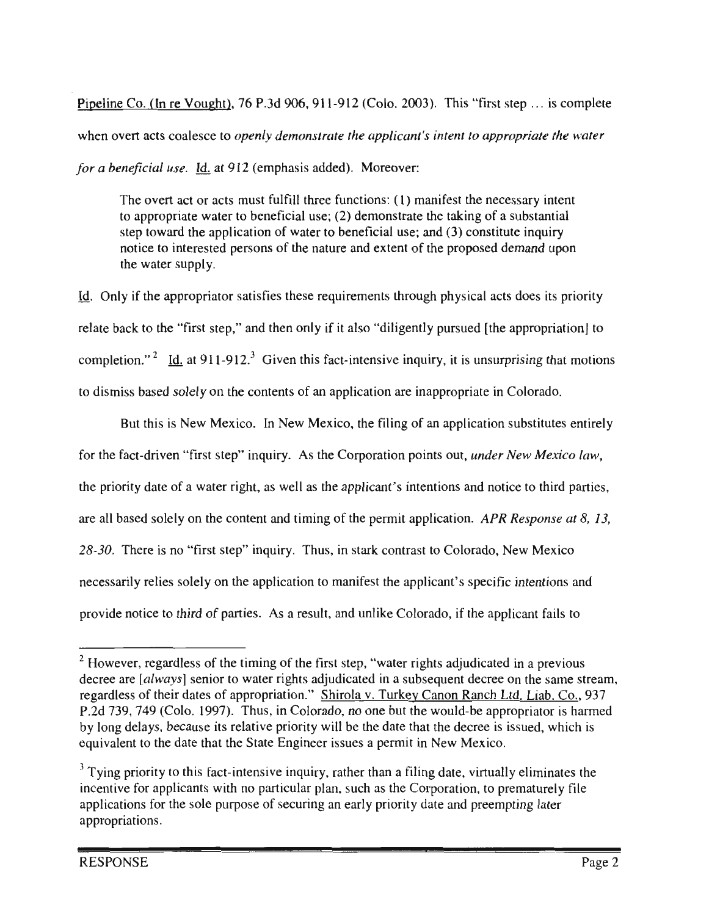Pipeline Co. (In re Vought), 76 P.3d 906, 911-912 (Colo. 2003). This "first step ... is complete when overt acts coalesce to *openly demonstrate the applicant's intent to appropriate the water for a beneficial use.* Id. at 912 (emphasis added). Moreover:

> The overt act or acts must fulfill three functions: (1) manifest the necessary intent to appropriate water to beneficial use; (2) demonstrate the taking of a substantial step toward the application of water to beneficial use; and (3) constitute inquiry notice to interested persons of the nature and extent of the proposed demand upon the water supply.

Id. Only if the appropriator satisfies these requirements through physical acts does its priority relate back to the "first step," and then only if it also "diligently pursued [the appropriation] to completion."[2] Id. at 911-912.[3] Given this fact-intensive inquiry, it is unsurprising that motions to dismiss based solely on the contents of an application are inappropriate in Colorado.

But this is New Mexico. In New Mexico, the filing of an application substitutes entirely for the fact-driven "first step" inquiry. As the Corporation points out, *under New Mexico law*, the priority date of a water right, as well as the applicant's intentions and notice to third parties, are all based solely on the content and timing of the permit application. *APR Response at 8, 13, 28-30.* There is no "first step" inquiry. Thus, in stark contrast to Colorado, New Mexico necessarily relies solely on the application to manifest the applicant's specific intentions and provide notice to third of parties. As a result, and unlike Colorado, if the applicant fails to

---

[2] However, regardless of the timing of the first step, "water rights adjudicated in a previous decree are [*always*] senior to water rights adjudicated in a subsequent decree on the same stream, regardless of their dates of appropriation." Shirola v. Turkey Canon Ranch Ltd. Liab. Co., 937 P.2d 739, 749 (Colo. 1997). Thus, in Colorado, no one but the would-be appropriator is harmed by long delays, because its relative priority will be the date that the decree is issued, which is equivalent to the date that the State Engineer issues a permit in New Mexico.

[3] Tying priority to this fact-intensive inquiry, rather than a filing date, virtually eliminates the incentive for applicants with no particular plan, such as the Corporation, to prematurely file applications for the sole purpose of securing an early priority date and preempting later appropriations.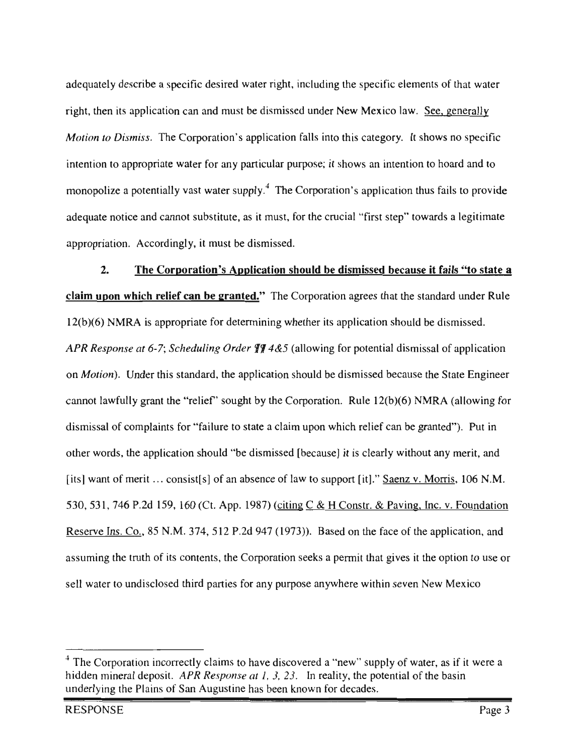adequately describe a specific desired water right, including the specific elements of that water right, then its application can and must be dismissed under New Mexico law. See, generally *Motion to Dismiss*. The Corporation's application falls into this category. It shows no specific intention to appropriate water for any particular purpose; it shows an intention to hoard and to monopolize a potentially vast water supply.[4] The Corporation's application thus fails to provide adequate notice and cannot substitute, as it must, for the crucial "first step" towards a legitimate appropriation. Accordingly, it must be dismissed.

**2. The Corporation's Application should be dismissed because it fails "to state a claim upon which relief can be granted."** The Corporation agrees that the standard under Rule 12(b)(6) NMRA is appropriate for determining whether its application should be dismissed. *APR Response at 6-7*; *Scheduling Order ¶¶ 4&5* (allowing for potential dismissal of application on *Motion*). Under this standard, the application should be dismissed because the State Engineer cannot lawfully grant the "relief" sought by the Corporation. Rule 12(b)(6) NMRA (allowing for dismissal of complaints for "failure to state a claim upon which relief can be granted"). Put in other words, the application should "be dismissed [because] it is clearly without any merit, and [its] want of merit ... consist[s] of an absence of law to support [it]." Saenz v. Morris, 106 N.M. 530, 531, 746 P.2d 159, 160 (Ct. App. 1987) (citing C & H Constr. & Paving, Inc. v. Foundation Reserve Ins. Co., 85 N.M. 374, 512 P.2d 947 (1973)). Based on the face of the application, and assuming the truth of its contents, the Corporation seeks a permit that gives it the option to use or sell water to undisclosed third parties for any purpose anywhere within seven New Mexico

---

[4] The Corporation incorrectly claims to have discovered a "new" supply of water, as if it were a hidden mineral deposit. *APR Response at 1, 3, 23*. In reality, the potential of the basin underlying the Plains of San Augustine has been known for decades.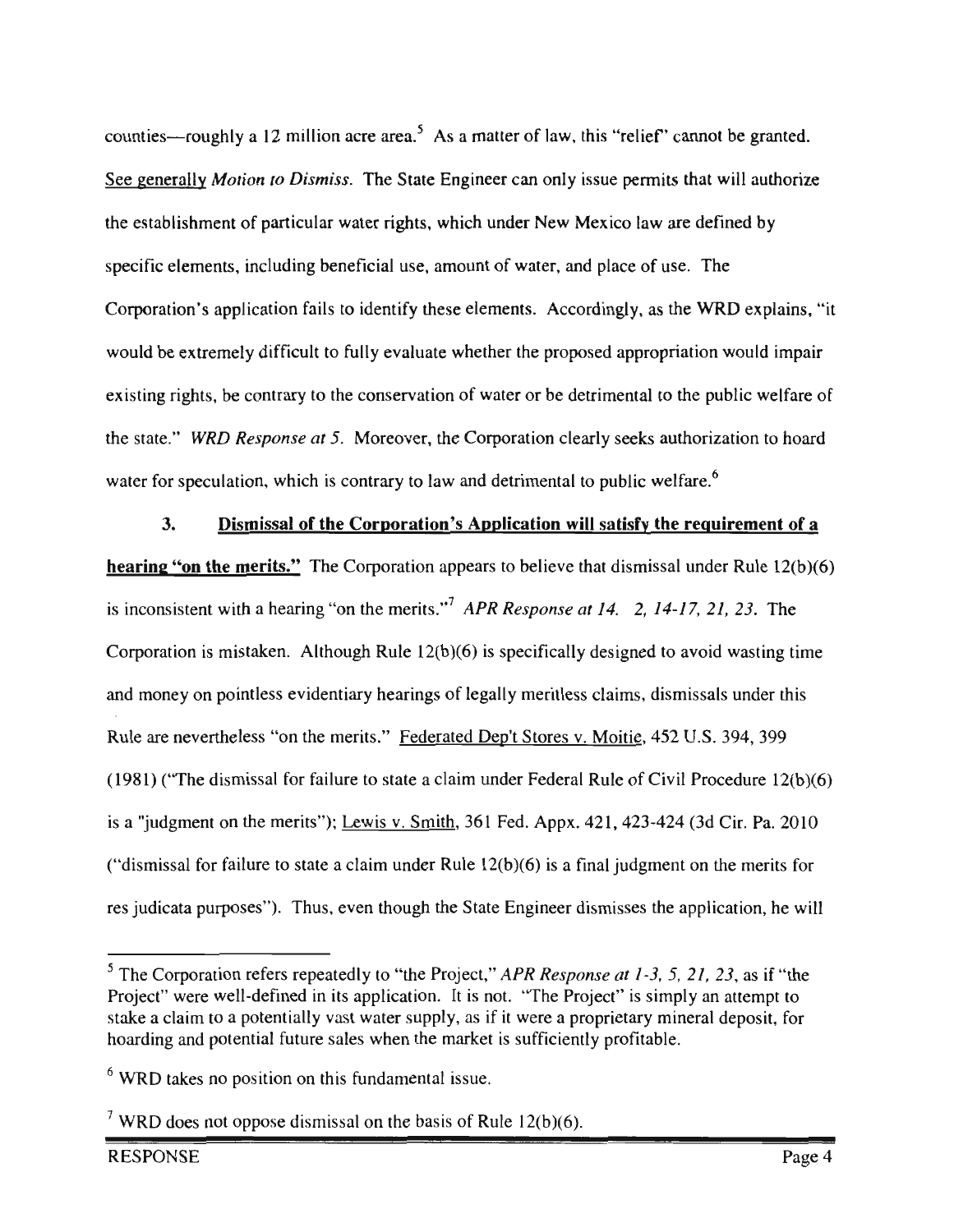counties—roughly a 12 million acre area.[5] As a matter of law, this "relief" cannot be granted. See generally *Motion to Dismiss*. The State Engineer can only issue permits that will authorize the establishment of particular water rights, which under New Mexico law are defined by specific elements, including beneficial use, amount of water, and place of use. The Corporation's application fails to identify these elements. Accordingly, as the WRD explains, "it would be extremely difficult to fully evaluate whether the proposed appropriation would impair existing rights, be contrary to the conservation of water or be detrimental to the public welfare of the state." *WRD Response at 5*. Moreover, the Corporation clearly seeks authorization to hoard water for speculation, which is contrary to law and detrimental to public welfare.[6]

**3. Dismissal of the Corporation's Application will satisfy the requirement of a hearing "on the merits."** The Corporation appears to believe that dismissal under Rule 12(b)(6) is inconsistent with a hearing "on the merits."[7] *APR Response at 14. 2, 14-17, 21, 23*. The Corporation is mistaken. Although Rule 12(b)(6) is specifically designed to avoid wasting time and money on pointless evidentiary hearings of legally meritless claims, dismissals under this Rule are nevertheless "on the merits." Federated Dep't Stores v. Moitie, 452 U.S. 394, 399 (1981) ("The dismissal for failure to state a claim under Federal Rule of Civil Procedure 12(b)(6) is a "judgment on the merits"); Lewis v. Smith, 361 Fed. Appx. 421, 423-424 (3d Cir. Pa. 2010 ("dismissal for failure to state a claim under Rule 12(b)(6) is a final judgment on the merits for res judicata purposes"). Thus, even though the State Engineer dismisses the application, he will

---

[5] The Corporation refers repeatedly to "the Project," *APR Response at 1-3, 5, 21, 23*, as if "the Project" were well-defined in its application. It is not. "The Project" is simply an attempt to stake a claim to a potentially vast water supply, as if it were a proprietary mineral deposit, for hoarding and potential future sales when the market is sufficiently profitable.

[6] WRD takes no position on this fundamental issue.

[7] WRD does not oppose dismissal on the basis of Rule 12(b)(6).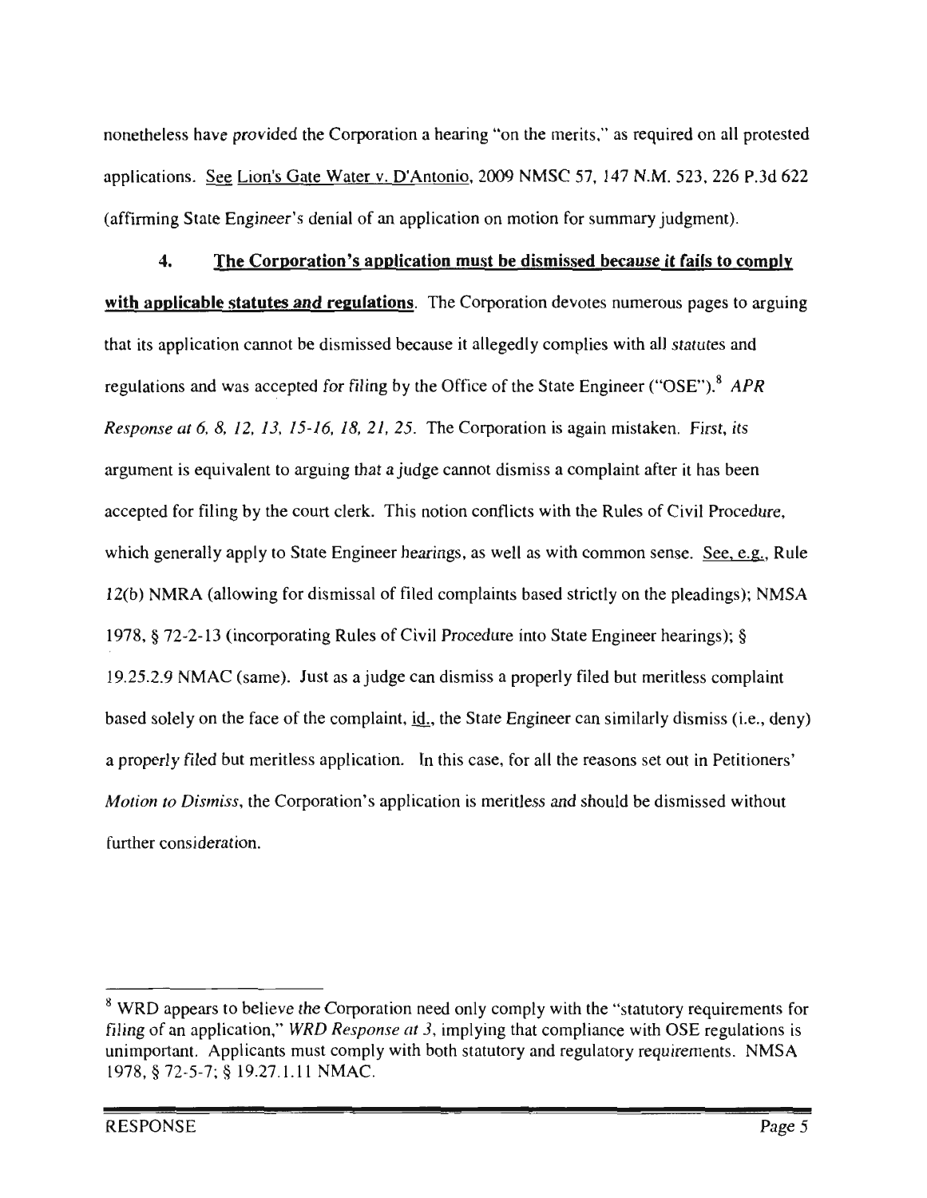nonetheless have provided the Corporation a hearing "on the merits," as required on all protested applications. See Lion's Gate Water v. D'Antonio, 2009 NMSC 57, 147 N.M. 523, 226 P.3d 622 (affirming State Engineer's denial of an application on motion for summary judgment).

**4. The Corporation's application must be dismissed because it fails to comply with applicable statutes and regulations**. The Corporation devotes numerous pages to arguing that its application cannot be dismissed because it allegedly complies with all statutes and regulations and was accepted for filing by the Office of the State Engineer ("OSE").[8] *APR Response at 6, 8, 12, 13, 15-16, 18, 21, 25*. The Corporation is again mistaken. First, its argument is equivalent to arguing that a judge cannot dismiss a complaint after it has been accepted for filing by the court clerk. This notion conflicts with the Rules of Civil Procedure, which generally apply to State Engineer hearings, as well as with common sense. See, e.g., Rule 12(b) NMRA (allowing for dismissal of filed complaints based strictly on the pleadings); NMSA 1978, § 72-2-13 (incorporating Rules of Civil Procedure into State Engineer hearings); § 19.25.2.9 NMAC (same). Just as a judge can dismiss a properly filed but meritless complaint based solely on the face of the complaint, id., the State Engineer can similarly dismiss (i.e., deny) a properly filed but meritless application. In this case, for all the reasons set out in Petitioners' *Motion to Dismiss*, the Corporation's application is meritless and should be dismissed without further consideration.

---

[8] WRD appears to believe the Corporation need only comply with the "statutory requirements for filing of an application," *WRD Response at 3*, implying that compliance with OSE regulations is unimportant. Applicants must comply with both statutory and regulatory requirements. NMSA 1978, § 72-5-7; § 19.27.1.11 NMAC.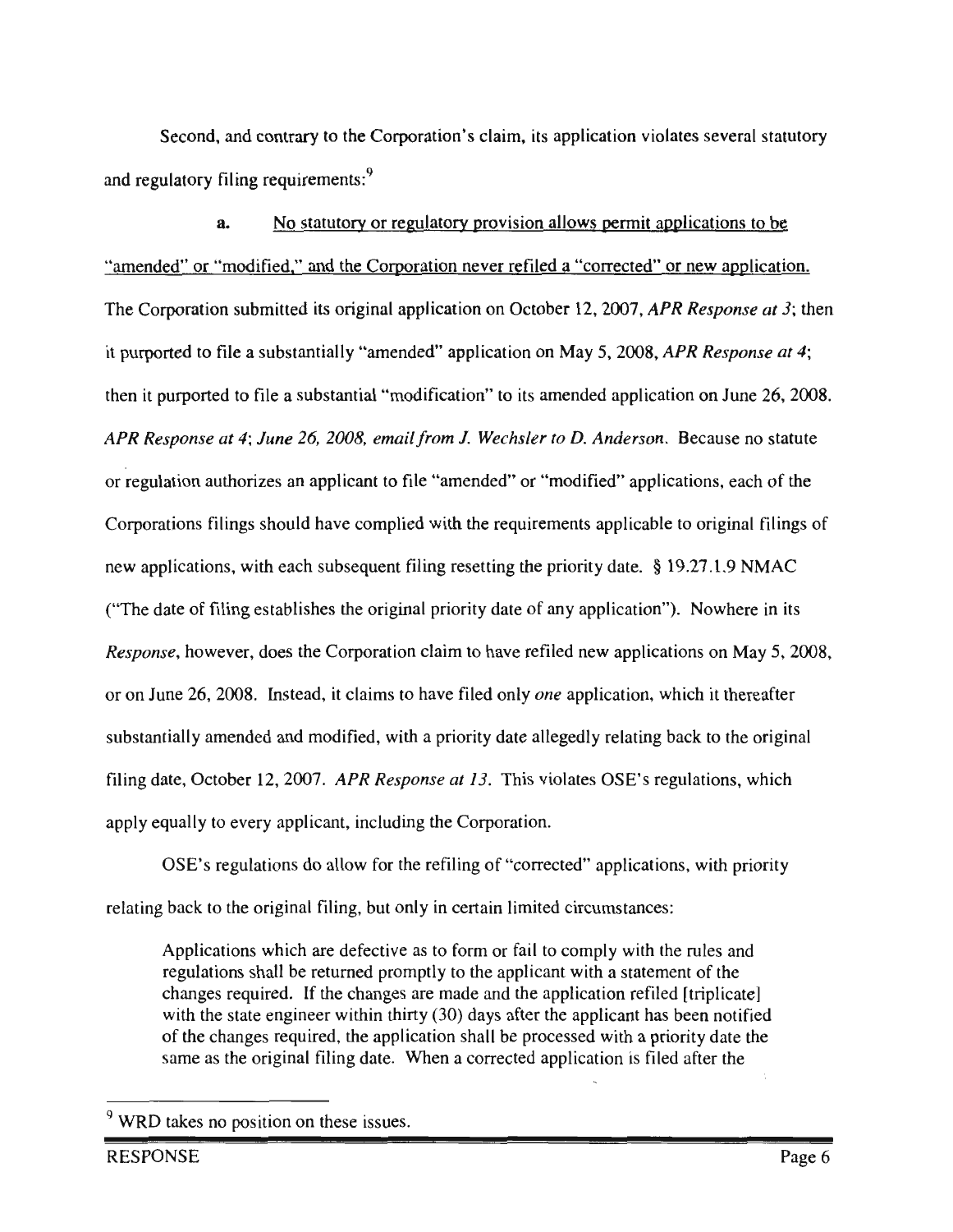Second, and contrary to the Corporation's claim, its application violates several statutory and regulatory filing requirements:[9]

**a.** <u>No statutory or regulatory provision allows permit applications to be "amended" or "modified," and the Corporation never refiled a "corrected" or new application.</u> The Corporation submitted its original application on October 12, 2007, *APR Response at 3*; then it purported to file a substantially "amended" application on May 5, 2008, *APR Response at 4*; then it purported to file a substantial "modification" to its amended application on June 26, 2008. *APR Response at 4; June 26, 2008, email from J. Wechsler to D. Anderson*. Because no statute or regulation authorizes an applicant to file "amended" or "modified" applications, each of the Corporations filings should have complied with the requirements applicable to original filings of new applications, with each subsequent filing resetting the priority date. § 19.27.1.9 NMAC ("The date of filing establishes the original priority date of any application"). Nowhere in its *Response*, however, does the Corporation claim to have refiled new applications on May 5, 2008, or on June 26, 2008. Instead, it claims to have filed only *one* application, which it thereafter substantially amended and modified, with a priority date allegedly relating back to the original filing date, October 12, 2007. *APR Response at 13*. This violates OSE's regulations, which apply equally to every applicant, including the Corporation.

OSE's regulations do allow for the refiling of "corrected" applications, with priority relating back to the original filing, but only in certain limited circumstances:

> Applications which are defective as to form or fail to comply with the rules and regulations shall be returned promptly to the applicant with a statement of the changes required. If the changes are made and the application refiled [triplicate] with the state engineer within thirty (30) days after the applicant has been notified of the changes required, the application shall be processed with a priority date the same as the original filing date. When a corrected application is filed after the

[9] WRD takes no position on these issues.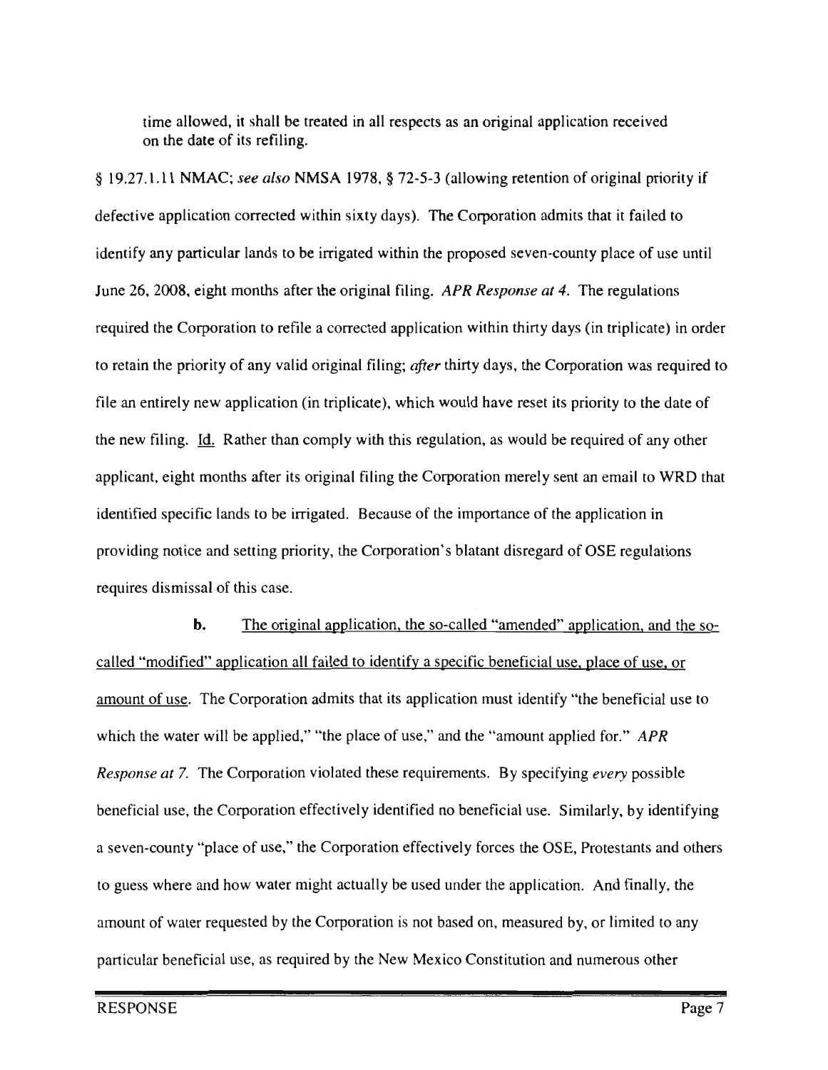time allowed, it shall be treated in all respects as an original application received on the date of its refiling.

§ 19.27.1.11 NMAC; *see also* NMSA 1978, § 72-5-3 (allowing retention of original priority if defective application corrected within sixty days). The Corporation admits that it failed to identify any particular lands to be irrigated within the proposed seven-county place of use until June 26, 2008, eight months after the original filing. *APR Response at 4*. The regulations required the Corporation to refile a corrected application within thirty days (in triplicate) in order to retain the priority of any valid original filing; *after* thirty days, the Corporation was required to file an entirely new application (in triplicate), which would have reset its priority to the date of the new filing. Id. Rather than comply with this regulation, as would be required of any other applicant, eight months after its original filing the Corporation merely sent an email to WRD that identified specific lands to be irrigated. Because of the importance of the application in providing notice and setting priority, the Corporation's blatant disregard of OSE regulations requires dismissal of this case.

**b.** The original application, the so-called "amended" application, and the so-called "modified" application all failed to identify a specific beneficial use, place of use, or amount of use. The Corporation admits that its application must identify "the beneficial use to which the water will be applied," "the place of use," and the "amount applied for." *APR Response at 7*. The Corporation violated these requirements. By specifying *every* possible beneficial use, the Corporation effectively identified no beneficial use. Similarly, by identifying a seven-county "place of use," the Corporation effectively forces the OSE, Protestants and others to guess where and how water might actually be used under the application. And finally, the amount of water requested by the Corporation is not based on, measured by, or limited to any particular beneficial use, as required by the New Mexico Constitution and numerous other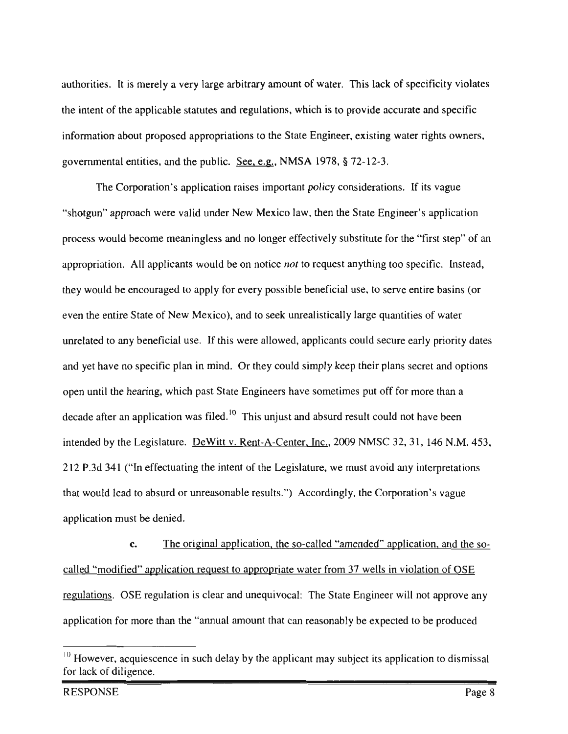authorities. It is merely a very large arbitrary amount of water. This lack of specificity violates the intent of the applicable statutes and regulations, which is to provide accurate and specific information about proposed appropriations to the State Engineer, existing water rights owners, governmental entities, and the public. See, e.g., NMSA 1978, § 72-12-3.

The Corporation's application raises important policy considerations. If its vague "shotgun" approach were valid under New Mexico law, then the State Engineer's application process would become meaningless and no longer effectively substitute for the "first step" of an appropriation. All applicants would be on notice *not* to request anything too specific. Instead, they would be encouraged to apply for every possible beneficial use, to serve entire basins (or even the entire State of New Mexico), and to seek unrealistically large quantities of water unrelated to any beneficial use. If this were allowed, applicants could secure early priority dates and yet have no specific plan in mind. Or they could simply keep their plans secret and options open until the hearing, which past State Engineers have sometimes put off for more than a decade after an application was filed.[10] This unjust and absurd result could not have been intended by the Legislature. DeWitt v. Rent-A-Center, Inc., 2009 NMSC 32, 31, 146 N.M. 453, 212 P.3d 341 ("In effectuating the intent of the Legislature, we must avoid any interpretations that would lead to absurd or unreasonable results.") Accordingly, the Corporation's vague application must be denied.

**c.** The original application, the so-called "amended" application, and the so-called "modified" application request to appropriate water from 37 wells in violation of OSE regulations. OSE regulation is clear and unequivocal: The State Engineer will not approve any application for more than the "annual amount that can reasonably be expected to be produced

---

[10] However, acquiescence in such delay by the applicant may subject its application to dismissal for lack of diligence.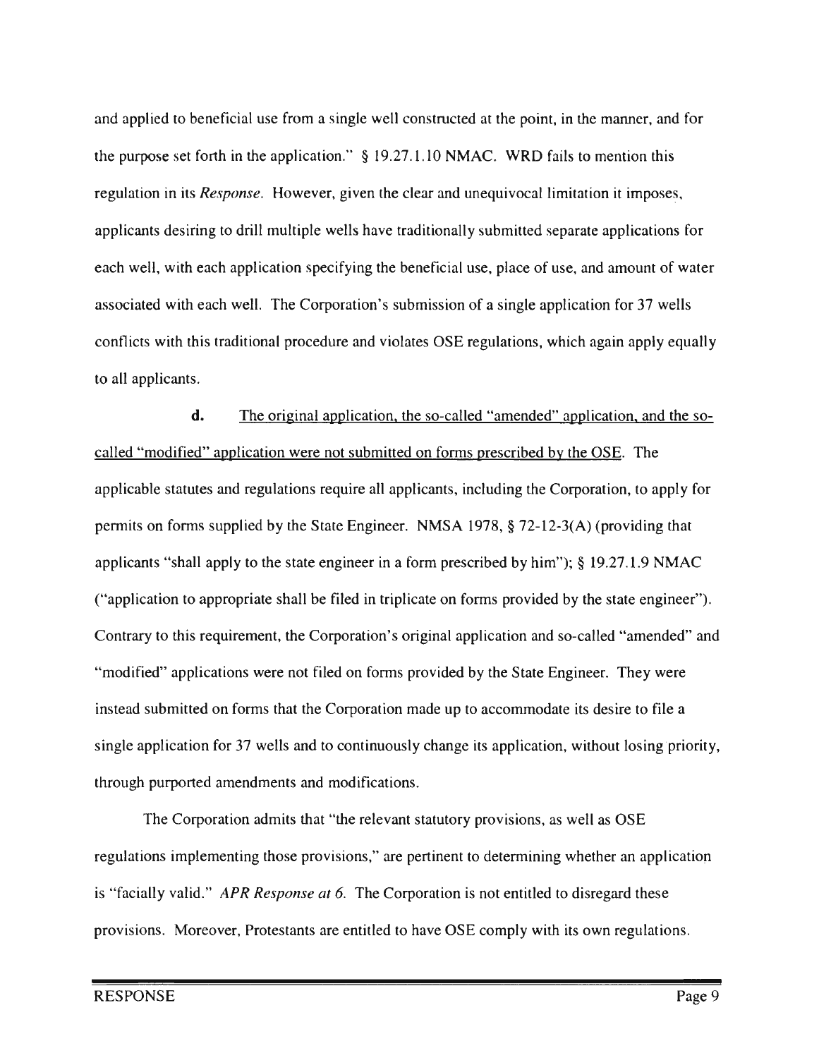and applied to beneficial use from a single well constructed at the point, in the manner, and for the purpose set forth in the application." § 19.27.1.10 NMAC. WRD fails to mention this regulation in its *Response*. However, given the clear and unequivocal limitation it imposes, applicants desiring to drill multiple wells have traditionally submitted separate applications for each well, with each application specifying the beneficial use, place of use, and amount of water associated with each well. The Corporation's submission of a single application for 37 wells conflicts with this traditional procedure and violates OSE regulations, which again apply equally to all applicants.

**d.** The original application, the so-called "amended" application, and the so-called "modified" application were not submitted on forms prescribed by the OSE. The applicable statutes and regulations require all applicants, including the Corporation, to apply for permits on forms supplied by the State Engineer. NMSA 1978, § 72-12-3(A) (providing that applicants "shall apply to the state engineer in a form prescribed by him"); § 19.27.1.9 NMAC ("application to appropriate shall be filed in triplicate on forms provided by the state engineer"). Contrary to this requirement, the Corporation's original application and so-called "amended" and "modified" applications were not filed on forms provided by the State Engineer. They were instead submitted on forms that the Corporation made up to accommodate its desire to file a single application for 37 wells and to continuously change its application, without losing priority, through purported amendments and modifications.

The Corporation admits that "the relevant statutory provisions, as well as OSE regulations implementing those provisions," are pertinent to determining whether an application is "facially valid." *APR Response at 6.* The Corporation is not entitled to disregard these provisions. Moreover, Protestants are entitled to have OSE comply with its own regulations.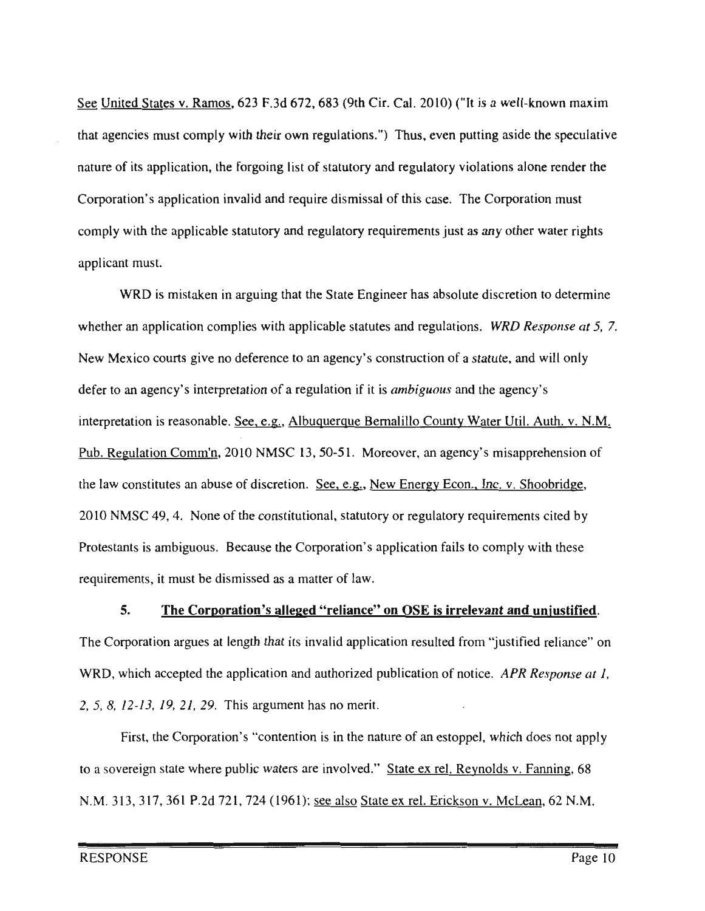See United States v. Ramos, 623 F.3d 672, 683 (9th Cir. Cal. 2010) ("It is a well-known maxim that agencies must comply with their own regulations.") Thus, even putting aside the speculative nature of its application, the forgoing list of statutory and regulatory violations alone render the Corporation's application invalid and require dismissal of this case. The Corporation must comply with the applicable statutory and regulatory requirements just as *any* other water rights applicant must.

WRD is mistaken in arguing that the State Engineer has absolute discretion to determine whether an application complies with applicable statutes and regulations. *WRD Response at 5, 7.* New Mexico courts give no deference to an agency's construction of a statute, and will only defer to an agency's interpretation of a regulation if it is *ambiguous* and the agency's interpretation is reasonable. See, e.g., Albuquerque Bernalillo County Water Util. Auth. v. N.M. Pub. Regulation Comm'n, 2010 NMSC 13, 50-51. Moreover, an agency's misapprehension of the law constitutes an abuse of discretion. See, e.g., New Energy Econ., Inc. v. Shoobridge, 2010 NMSC 49, 4. None of the constitutional, statutory or regulatory requirements cited by Protestants is ambiguous. Because the Corporation's application fails to comply with these requirements, it must be dismissed as a matter of law.

**5. The Corporation's alleged "reliance" on OSE is irrelevant and unjustified.** The Corporation argues at length that its invalid application resulted from "justified reliance" on WRD, which accepted the application and authorized publication of notice. *APR Response at 1, 2, 5, 8, 12-13, 19, 21, 29.* This argument has no merit.

First, the Corporation's "contention is in the nature of an estoppel, which does not apply to a sovereign state where public waters are involved." State ex rel. Reynolds v. Fanning, 68 N.M. 313, 317, 361 P.2d 721, 724 (1961); see also State ex rel. Erickson v. McLean, 62 N.M.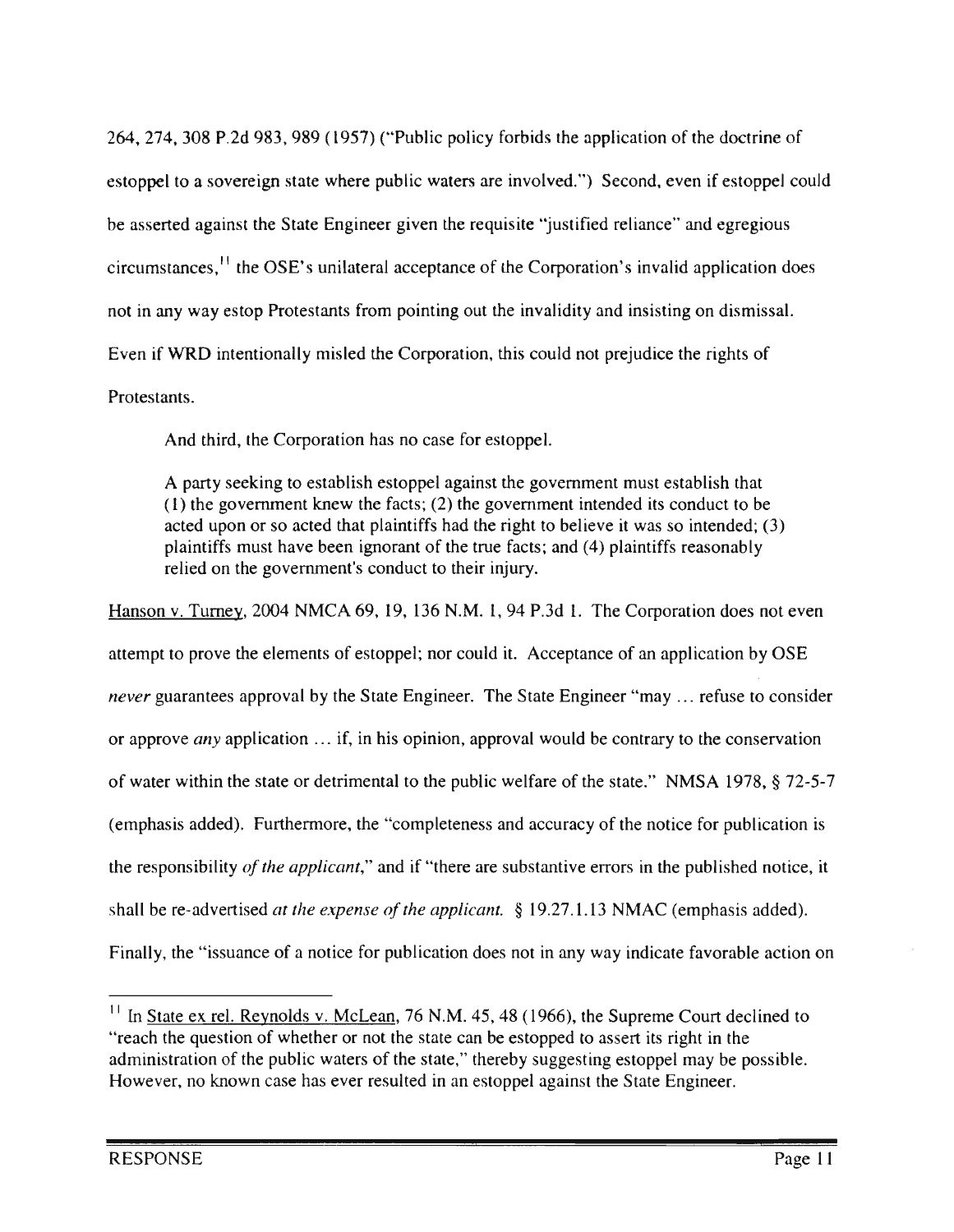264, 274, 308 P.2d 983, 989 (1957) ("Public policy forbids the application of the doctrine of estoppel to a sovereign state where public waters are involved.") Second, even if estoppel could be asserted against the State Engineer given the requisite "justified reliance" and egregious circumstances,[11] the OSE's unilateral acceptance of the Corporation's invalid application does not in any way estop Protestants from pointing out the invalidity and insisting on dismissal. Even if WRD intentionally misled the Corporation, this could not prejudice the rights of Protestants.

And third, the Corporation has no case for estoppel.

> A party seeking to establish estoppel against the government must establish that (1) the government knew the facts; (2) the government intended its conduct to be acted upon or so acted that plaintiffs had the right to believe it was so intended; (3) plaintiffs must have been ignorant of the true facts; and (4) plaintiffs reasonably relied on the government's conduct to their injury.

Hanson v. Turney, 2004 NMCA 69, 19, 136 N.M. 1, 94 P.3d 1. The Corporation does not even attempt to prove the elements of estoppel; nor could it. Acceptance of an application by OSE *never* guarantees approval by the State Engineer. The State Engineer "may ... refuse to consider or approve *any* application ... if, in his opinion, approval would be contrary to the conservation of water within the state or detrimental to the public welfare of the state." NMSA 1978, § 72-5-7 (emphasis added). Furthermore, the "completeness and accuracy of the notice for publication is the responsibility *of the applicant*," and if "there are substantive errors in the published notice, it shall be re-advertised *at the expense of the applicant.* § 19.27.1.13 NMAC (emphasis added). Finally, the "issuance of a notice for publication does not in any way indicate favorable action on

---

[11] In State ex rel. Reynolds v. McLean, 76 N.M. 45, 48 (1966), the Supreme Court declined to "reach the question of whether or not the state can be estopped to assert its right in the administration of the public waters of the state," thereby suggesting estoppel may be possible. However, no known case has ever resulted in an estoppel against the State Engineer.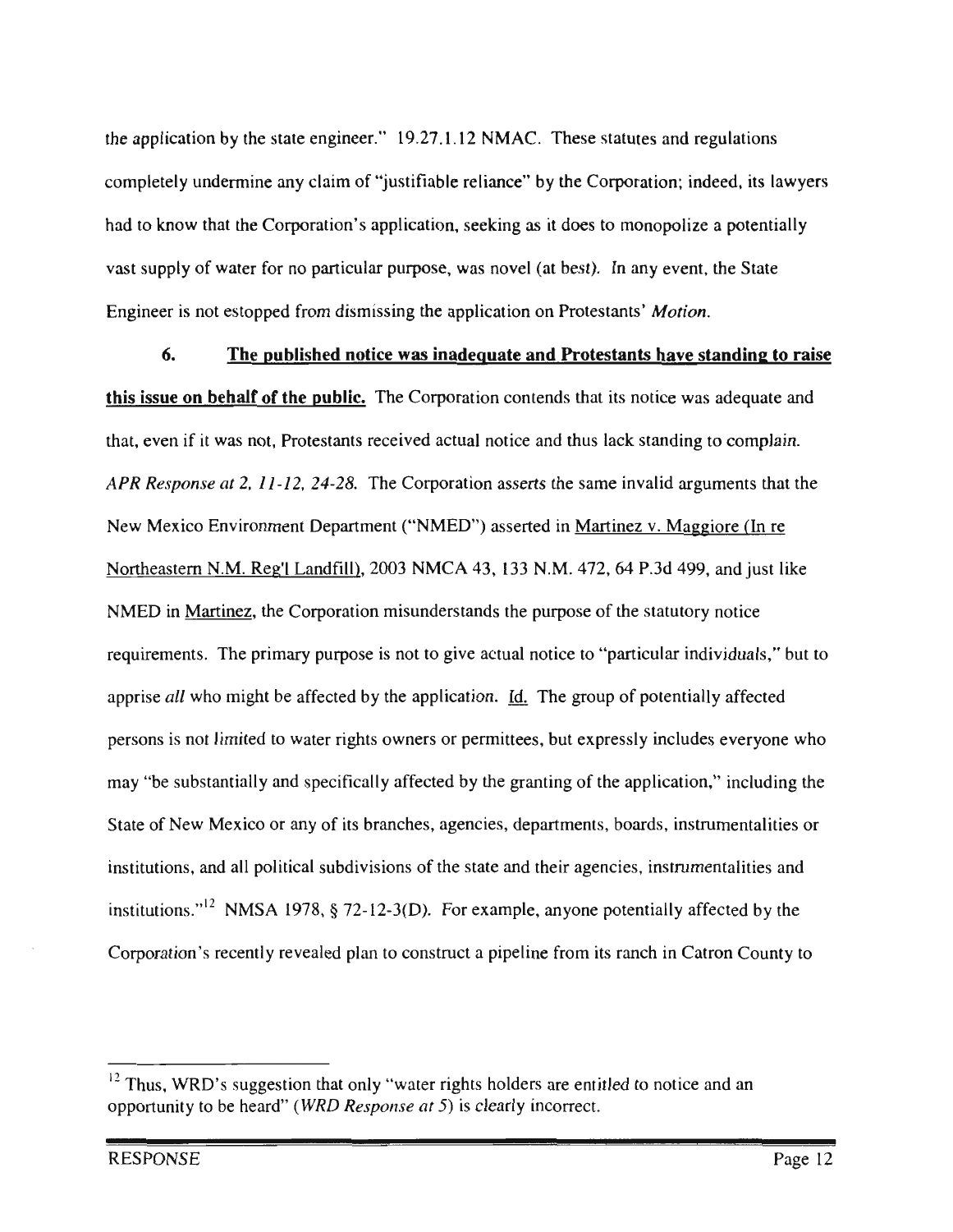the application by the state engineer." 19.27.1.12 NMAC. These statutes and regulations completely undermine any claim of "justifiable reliance" by the Corporation; indeed, its lawyers had to know that the Corporation's application, seeking as it does to monopolize a potentially vast supply of water for no particular purpose, was novel (at best). In any event, the State Engineer is not estopped from dismissing the application on Protestants' *Motion*.

**6. <u>The published notice was inadequate and Protestants have standing to raise this issue on behalf of the public.</u>** The Corporation contends that its notice was adequate and that, even if it was not, Protestants received actual notice and thus lack standing to complain. *APR Response at 2, 11-12, 24-28.* The Corporation asserts the same invalid arguments that the New Mexico Environment Department ("NMED") asserted in <u>Martinez v. Maggiore (In re Northeastern N.M. Reg'l Landfill)</u>, 2003 NMCA 43, 133 N.M. 472, 64 P.3d 499, and just like NMED in <u>Martinez</u>, the Corporation misunderstands the purpose of the statutory notice requirements. The primary purpose is not to give actual notice to "particular individuals," but to apprise *all* who might be affected by the application. <u>Id.</u> The group of potentially affected persons is not limited to water rights owners or permittees, but expressly includes everyone who may "be substantially and specifically affected by the granting of the application," including the State of New Mexico or any of its branches, agencies, departments, boards, instrumentalities or institutions, and all political subdivisions of the state and their agencies, instrumentalities and institutions."[12] NMSA 1978, § 72-12-3(D). For example, anyone potentially affected by the Corporation's recently revealed plan to construct a pipeline from its ranch in Catron County to

---

[12] Thus, WRD's suggestion that only "water rights holders are entitled to notice and an opportunity to be heard" (*WRD Response at 5*) is clearly incorrect.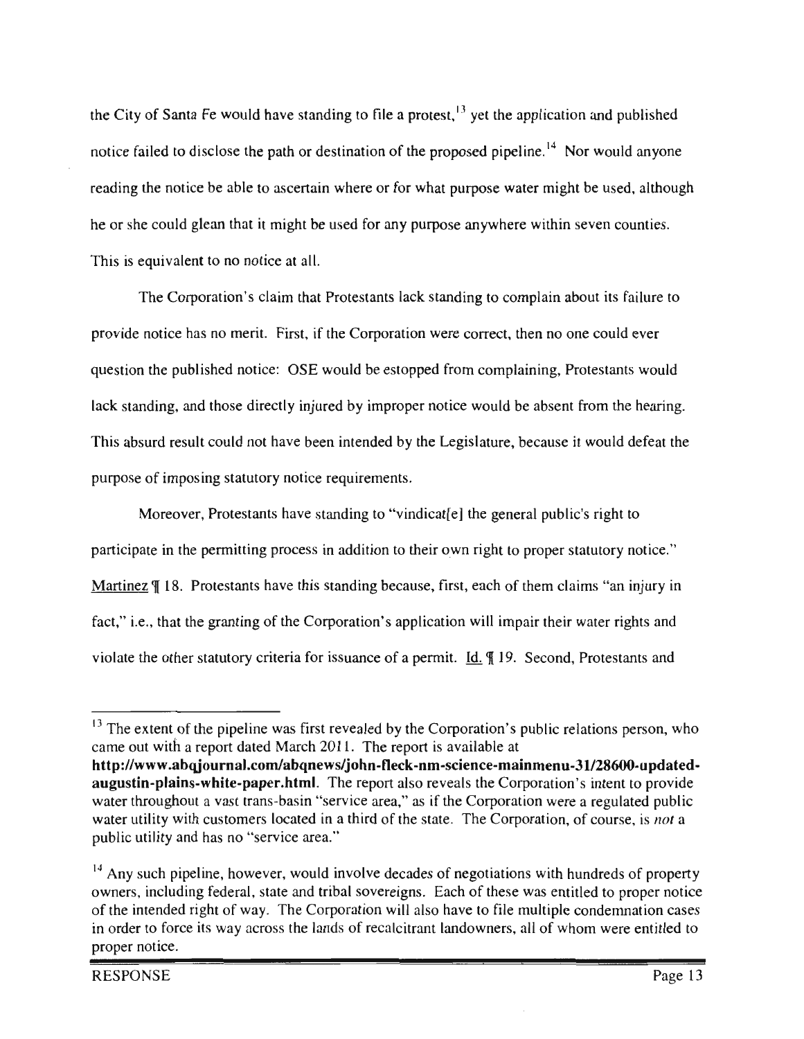the City of Santa Fe would have standing to file a protest,[13] yet the application and published notice failed to disclose the path or destination of the proposed pipeline.[14] Nor would anyone reading the notice be able to ascertain where or for what purpose water might be used, although he or she could glean that it might be used for any purpose anywhere within seven counties. This is equivalent to no notice at all.

The Corporation's claim that Protestants lack standing to complain about its failure to provide notice has no merit. First, if the Corporation were correct, then no one could ever question the published notice: OSE would be estopped from complaining, Protestants would lack standing, and those directly injured by improper notice would be absent from the hearing. This absurd result could not have been intended by the Legislature, because it would defeat the purpose of imposing statutory notice requirements.

Moreover, Protestants have standing to "vindicat[e] the general public's right to participate in the permitting process in addition to their own right to proper statutory notice." Martinez ¶ 18. Protestants have this standing because, first, each of them claims "an injury in fact," i.e., that the granting of the Corporation's application will impair their water rights and violate the other statutory criteria for issuance of a permit. Id. ¶ 19. Second, Protestants and

---

[13] The extent of the pipeline was first revealed by the Corporation's public relations person, who came out with a report dated March 2011. The report is available at **http://www.abqjournal.com/abqnews/john-fleck-nm-science-mainmenu-31/28600-updated-augustin-plains-white-paper.html**. The report also reveals the Corporation's intent to provide water throughout a vast trans-basin "service area," as if the Corporation were a regulated public water utility with customers located in a third of the state. The Corporation, of course, is *not* a public utility and has no "service area."

[14] Any such pipeline, however, would involve decades of negotiations with hundreds of property owners, including federal, state and tribal sovereigns. Each of these was entitled to proper notice of the intended right of way. The Corporation will also have to file multiple condemnation cases in order to force its way across the lands of recalcitrant landowners, all of whom were entitled to proper notice.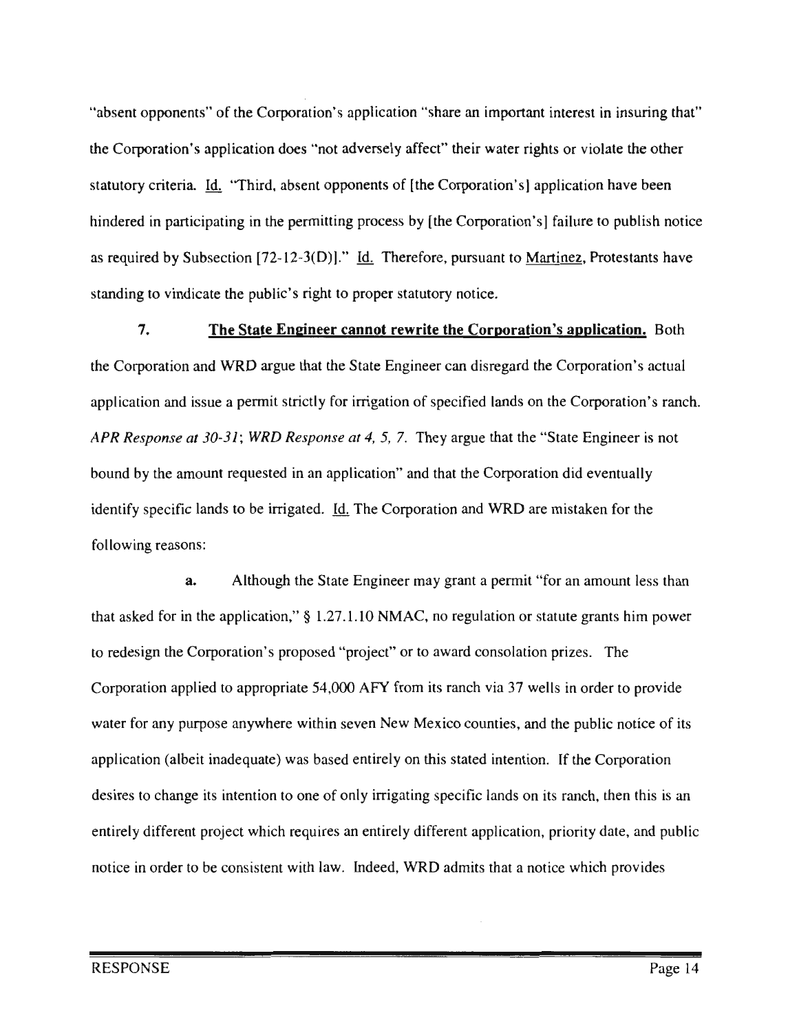"absent opponents" of the Corporation's application "share an important interest in insuring that" the Corporation's application does "not adversely affect" their water rights or violate the other statutory criteria. Id. "Third, absent opponents of [the Corporation's] application have been hindered in participating in the permitting process by [the Corporation's] failure to publish notice as required by Subsection [72-12-3(D)]." Id. Therefore, pursuant to Martinez, Protestants have standing to vindicate the public's right to proper statutory notice.

**7. The State Engineer cannot rewrite the Corporation's application.** Both the Corporation and WRD argue that the State Engineer can disregard the Corporation's actual application and issue a permit strictly for irrigation of specified lands on the Corporation's ranch. *APR Response at 30-31*; *WRD Response at 4, 5, 7.* They argue that the "State Engineer is not bound by the amount requested in an application" and that the Corporation did eventually identify specific lands to be irrigated. Id. The Corporation and WRD are mistaken for the following reasons:

**a.** Although the State Engineer may grant a permit "for an amount less than that asked for in the application," § 1.27.1.10 NMAC, no regulation or statute grants him power to redesign the Corporation's proposed "project" or to award consolation prizes. The Corporation applied to appropriate 54,000 AFY from its ranch via 37 wells in order to provide water for any purpose anywhere within seven New Mexico counties, and the public notice of its application (albeit inadequate) was based entirely on this stated intention. If the Corporation desires to change its intention to one of only irrigating specific lands on its ranch, then this is an entirely different project which requires an entirely different application, priority date, and public notice in order to be consistent with law. Indeed, WRD admits that a notice which provides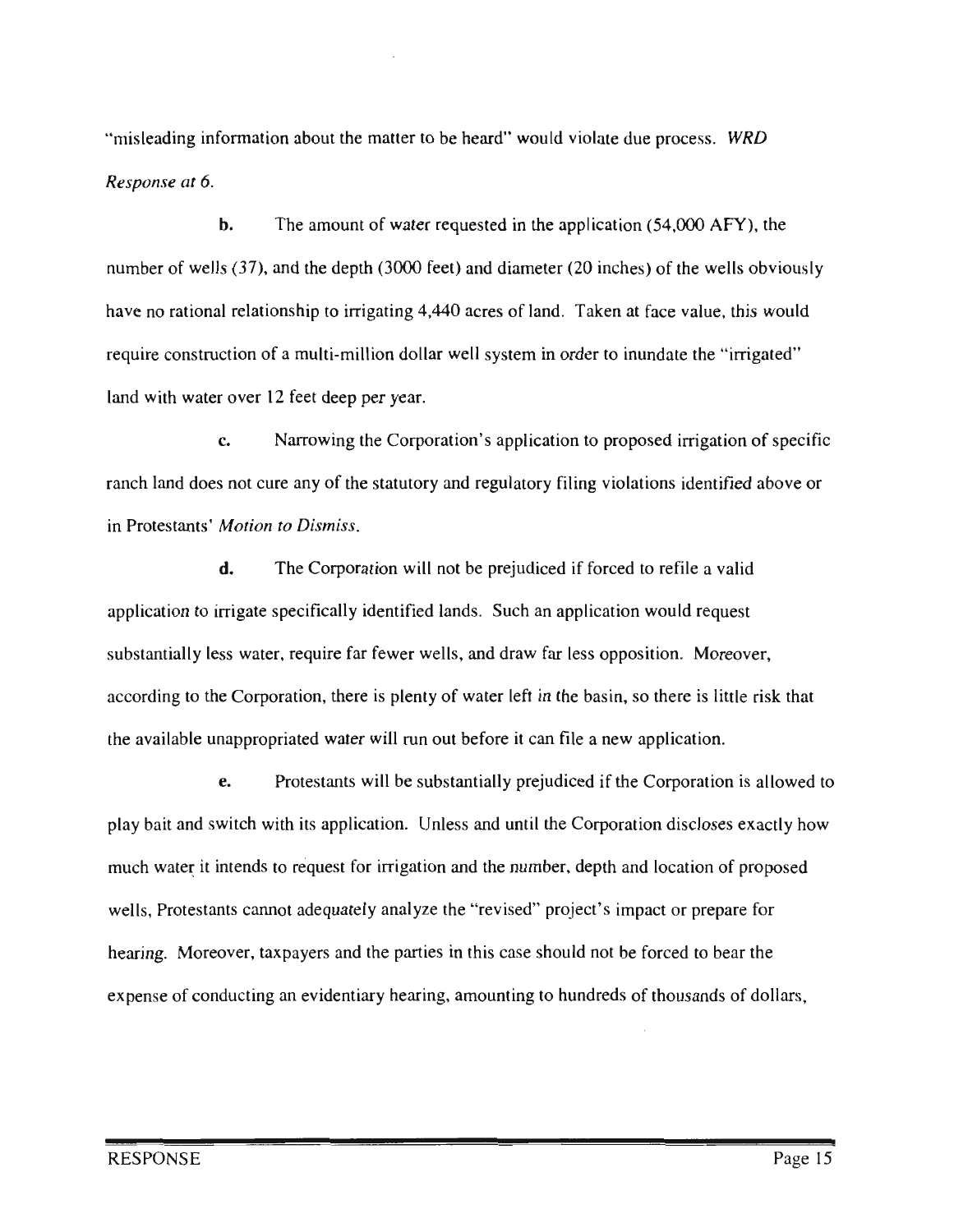"misleading information about the matter to be heard" would violate due process. *WRD Response at 6.*

**b.** The amount of water requested in the application (54,000 AFY), the number of wells (37), and the depth (3000 feet) and diameter (20 inches) of the wells obviously have no rational relationship to irrigating 4,440 acres of land. Taken at face value, this would require construction of a multi-million dollar well system in order to inundate the "irrigated" land with water over 12 feet deep per year.

**c.** Narrowing the Corporation's application to proposed irrigation of specific ranch land does not cure any of the statutory and regulatory filing violations identified above or in Protestants' *Motion to Dismiss.*

**d.** The Corporation will not be prejudiced if forced to refile a valid application to irrigate specifically identified lands. Such an application would request substantially less water, require far fewer wells, and draw far less opposition. Moreover, according to the Corporation, there is plenty of water left in the basin, so there is little risk that the available unappropriated water will run out before it can file a new application.

**e.** Protestants will be substantially prejudiced if the Corporation is allowed to play bait and switch with its application. Unless and until the Corporation discloses exactly how much water it intends to request for irrigation and the number, depth and location of proposed wells, Protestants cannot adequately analyze the "revised" project's impact or prepare for hearing. Moreover, taxpayers and the parties in this case should not be forced to bear the expense of conducting an evidentiary hearing, amounting to hundreds of thousands of dollars,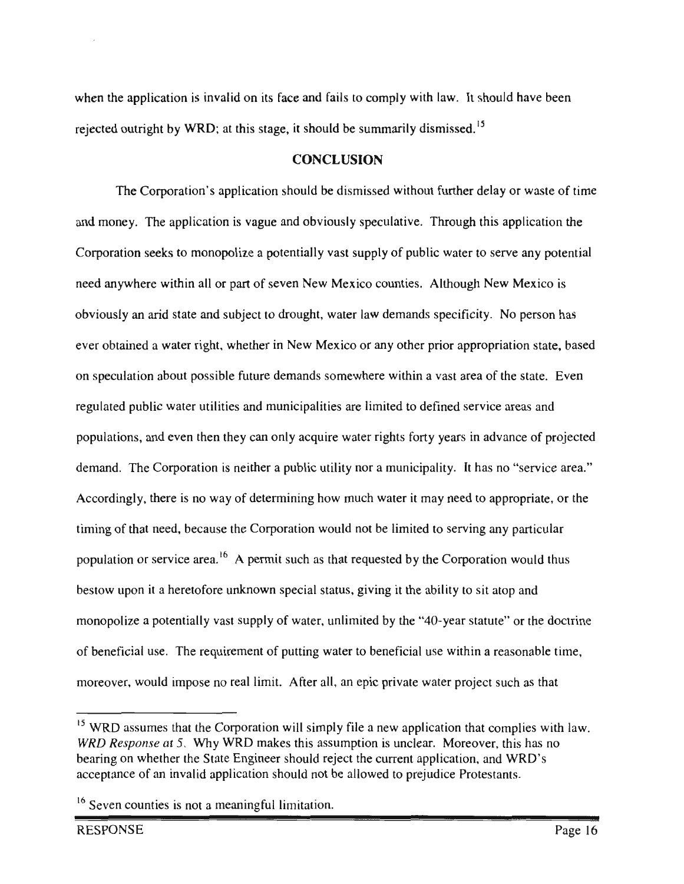when the application is invalid on its face and fails to comply with law. It should have been rejected outright by WRD; at this stage, it should be summarily dismissed.[15]

## CONCLUSION

The Corporation's application should be dismissed without further delay or waste of time and money. The application is vague and obviously speculative. Through this application the Corporation seeks to monopolize a potentially vast supply of public water to serve any potential need anywhere within all or part of seven New Mexico counties. Although New Mexico is obviously an arid state and subject to drought, water law demands specificity. No person has ever obtained a water right, whether in New Mexico or any other prior appropriation state, based on speculation about possible future demands somewhere within a vast area of the state. Even regulated public water utilities and municipalities are limited to defined service areas and populations, and even then they can only acquire water rights forty years in advance of projected demand. The Corporation is neither a public utility nor a municipality. It has no "service area." Accordingly, there is no way of determining how much water it may need to appropriate, or the timing of that need, because the Corporation would not be limited to serving any particular population or service area.[16] A permit such as that requested by the Corporation would thus bestow upon it a heretofore unknown special status, giving it the ability to sit atop and monopolize a potentially vast supply of water, unlimited by the "40-year statute" or the doctrine of beneficial use. The requirement of putting water to beneficial use within a reasonable time, moreover, would impose no real limit. After all, an epic private water project such as that

---

[15] WRD assumes that the Corporation will simply file a new application that complies with law. *WRD Response* at 5. Why WRD makes this assumption is unclear. Moreover, this has no bearing on whether the State Engineer should reject the current application, and WRD's acceptance of an invalid application should not be allowed to prejudice Protestants.

[16] Seven counties is not a meaningful limitation.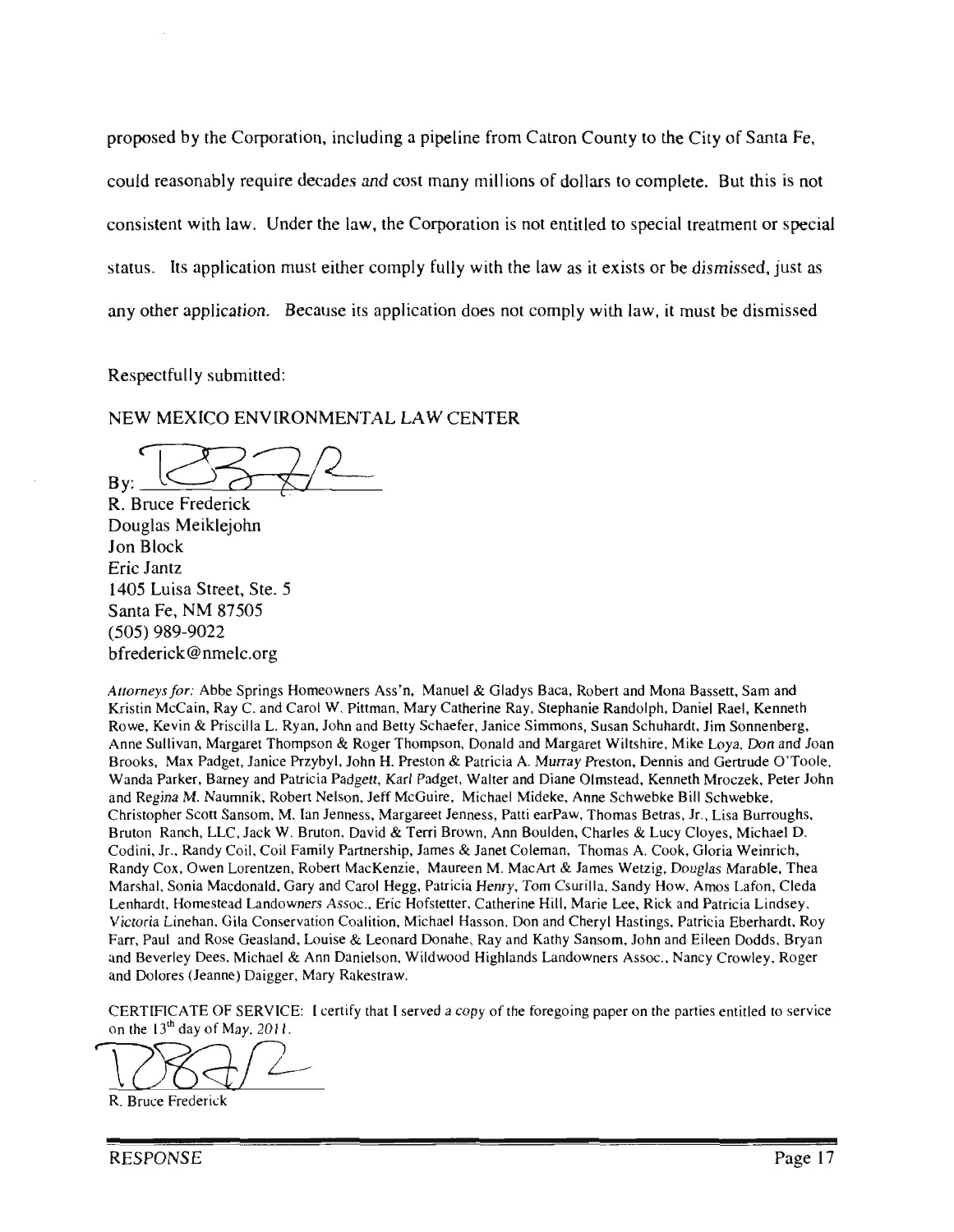proposed by the Corporation, including a pipeline from Catron County to the City of Santa Fe, could reasonably require decades and cost many millions of dollars to complete. But this is not consistent with law. Under the law, the Corporation is not entitled to special treatment or special status. Its application must either comply fully with the law as it exists or be dismissed, just as any other application. Because its application does not comply with law, it must be dismissed

Respectfully submitted:

NEW MEXICO ENVIRONMENTAL LAW CENTER

By: ____________________

R. Bruce Frederick
Douglas Meiklejohn
Jon Block
Eric Jantz
1405 Luisa Street, Ste. 5
Santa Fe, NM 87505
(505) 989-9022
bfrederick@nmelc.org

*Attorneys for:* Abbe Springs Homeowners Ass'n, Manuel & Gladys Baca, Robert and Mona Bassett, Sam and Kristin McCain, Ray C. and Carol W. Pittman, Mary Catherine Ray, Stephanie Randolph, Daniel Rael, Kenneth Rowe, Kevin & Priscilla L. Ryan, John and Betty Schaefer, Janice Simmons, Susan Schuhardt, Jim Sonnenberg, Anne Sullivan, Margaret Thompson & Roger Thompson, Donald and Margaret Wiltshire, Mike Loya, Don and Joan Brooks, Max Padget, Janice Przybyl, John H. Preston & Patricia A. Murray Preston, Dennis and Gertrude O'Toole, Wanda Parker, Barney and Patricia Padgett, Karl Padget, Walter and Diane Olmstead, Kenneth Mroczek, Peter John and Regina M. Naumnik, Robert Nelson, Jeff McGuire, Michael Mideke, Anne Schwebke Bill Schwebke, Christopher Scott Sansom, M. Ian Jenness, Margareet Jenness, Patti earPaw, Thomas Betras, Jr., Lisa Burroughs, Bruton Ranch, LLC, Jack W. Bruton, David & Terri Brown, Ann Boulden, Charles & Lucy Cloyes, Michael D. Codini, Jr., Randy Coil, Coil Family Partnership, James & Janet Coleman, Thomas A. Cook, Gloria Weinrich, Randy Cox, Owen Lorentzen, Robert MacKenzie, Maureen M. MacArt & James Wetzig, Douglas Marable, Thea Marshal, Sonia Macdonald, Gary and Carol Hegg, Patricia Henry, Tom Csurilla, Sandy How, Amos Lafon, Cleda Lenhardt, Homestead Landowners Assoc., Eric Hofstetter, Catherine Hill, Marie Lee, Rick and Patricia Lindsey, Victoria Linehan, Gila Conservation Coalition, Michael Hasson, Don and Cheryl Hastings, Patricia Eberhardt, Roy Farr, Paul and Rose Geasland, Louise & Leonard Donahe, Ray and Kathy Sansom, John and Eileen Dodds, Bryan and Beverley Dees, Michael & Ann Danielson, Wildwood Highlands Landowners Assoc., Nancy Crowley, Roger and Dolores (Jeanne) Daigger, Mary Rakestraw.

CERTIFICATE OF SERVICE: I certify that I served a copy of the foregoing paper on the parties entitled to service on the 13th day of May, 2011.

____________________

R. Bruce Frederick